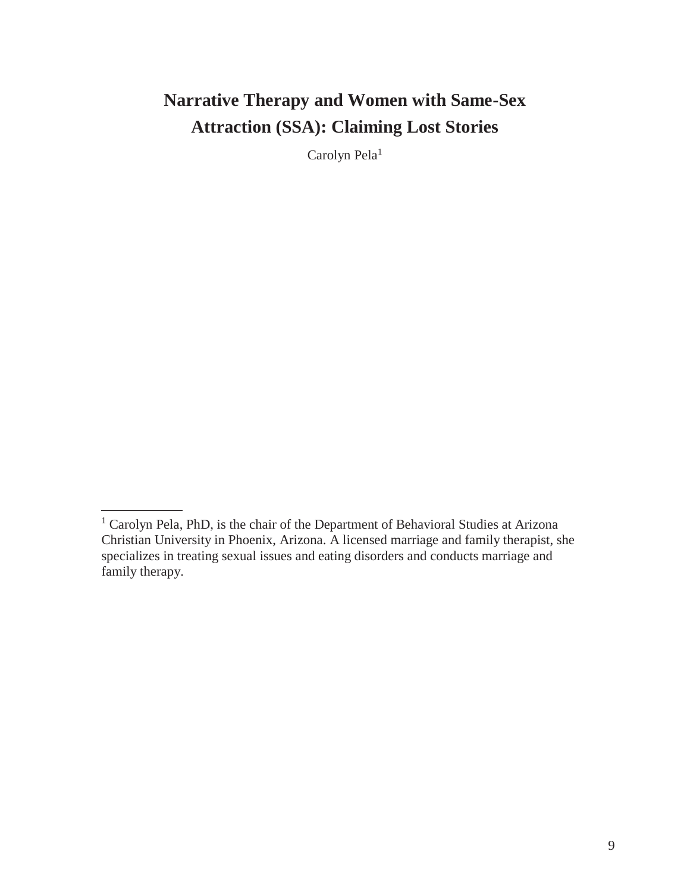# Narrative Therapy and Women with Same-Sex Attraction (SSA): Claiming Lost Stories

Carolyn Pela[1]

[1] Carolyn Pela, PhD, is the chair of the Department of Behavioral Studies at Arizona Christian University in Phoenix, Arizona. A licensed marriage and family therapist, she specializes in treating sexual issues and eating disorders and conducts marriage and family therapy.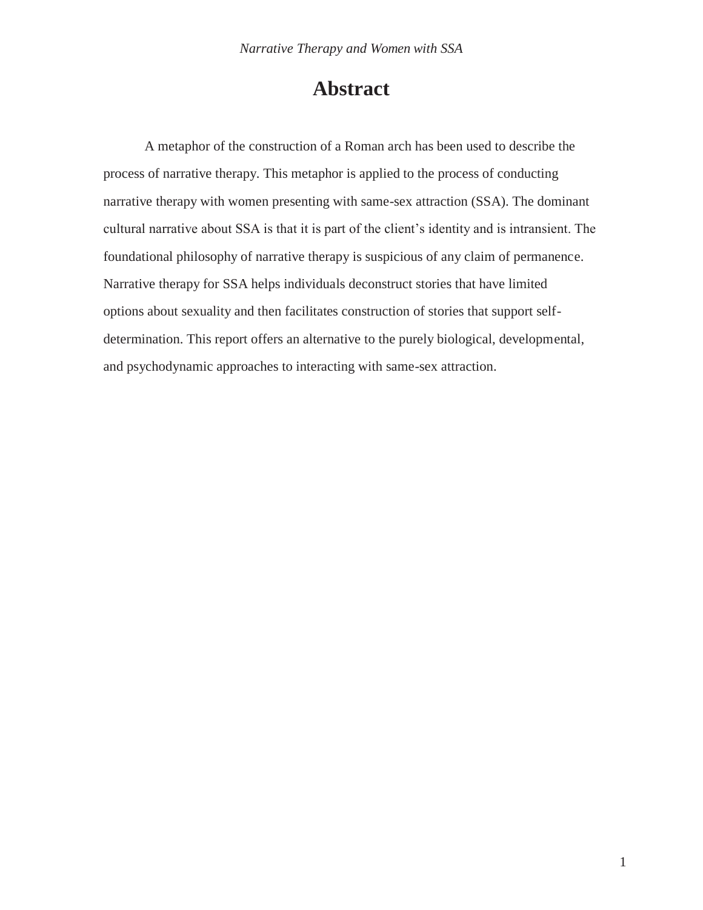# Abstract

A metaphor of the construction of a Roman arch has been used to describe the process of narrative therapy. This metaphor is applied to the process of conducting narrative therapy with women presenting with same-sex attraction (SSA). The dominant cultural narrative about SSA is that it is part of the client's identity and is intransient. The foundational philosophy of narrative therapy is suspicious of any claim of permanence. Narrative therapy for SSA helps individuals deconstruct stories that have limited options about sexuality and then facilitates construction of stories that support self-determination. This report offers an alternative to the purely biological, developmental, and psychodynamic approaches to interacting with same-sex attraction.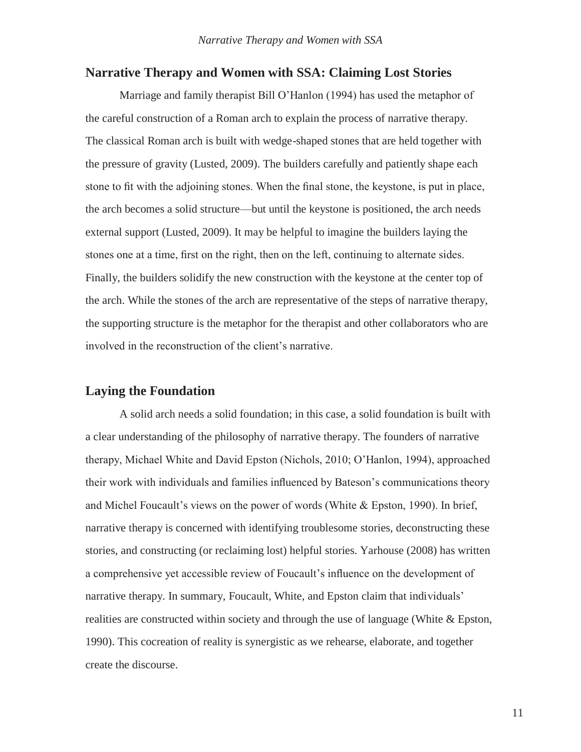## Narrative Therapy and Women with SSA: Claiming Lost Stories

Marriage and family therapist Bill O'Hanlon (1994) has used the metaphor of the careful construction of a Roman arch to explain the process of narrative therapy. The classical Roman arch is built with wedge-shaped stones that are held together with the pressure of gravity (Lusted, 2009). The builders carefully and patiently shape each stone to fit with the adjoining stones. When the final stone, the keystone, is put in place, the arch becomes a solid structure—but until the keystone is positioned, the arch needs external support (Lusted, 2009). It may be helpful to imagine the builders laying the stones one at a time, first on the right, then on the left, continuing to alternate sides. Finally, the builders solidify the new construction with the keystone at the center top of the arch. While the stones of the arch are representative of the steps of narrative therapy, the supporting structure is the metaphor for the therapist and other collaborators who are involved in the reconstruction of the client's narrative.

## Laying the Foundation

A solid arch needs a solid foundation; in this case, a solid foundation is built with a clear understanding of the philosophy of narrative therapy. The founders of narrative therapy, Michael White and David Epston (Nichols, 2010; O'Hanlon, 1994), approached their work with individuals and families influenced by Bateson's communications theory and Michel Foucault's views on the power of words (White & Epston, 1990). In brief, narrative therapy is concerned with identifying troublesome stories, deconstructing these stories, and constructing (or reclaiming lost) helpful stories. Yarhouse (2008) has written a comprehensive yet accessible review of Foucault's influence on the development of narrative therapy. In summary, Foucault, White, and Epston claim that individuals' realities are constructed within society and through the use of language (White & Epston, 1990). This cocreation of reality is synergistic as we rehearse, elaborate, and together create the discourse.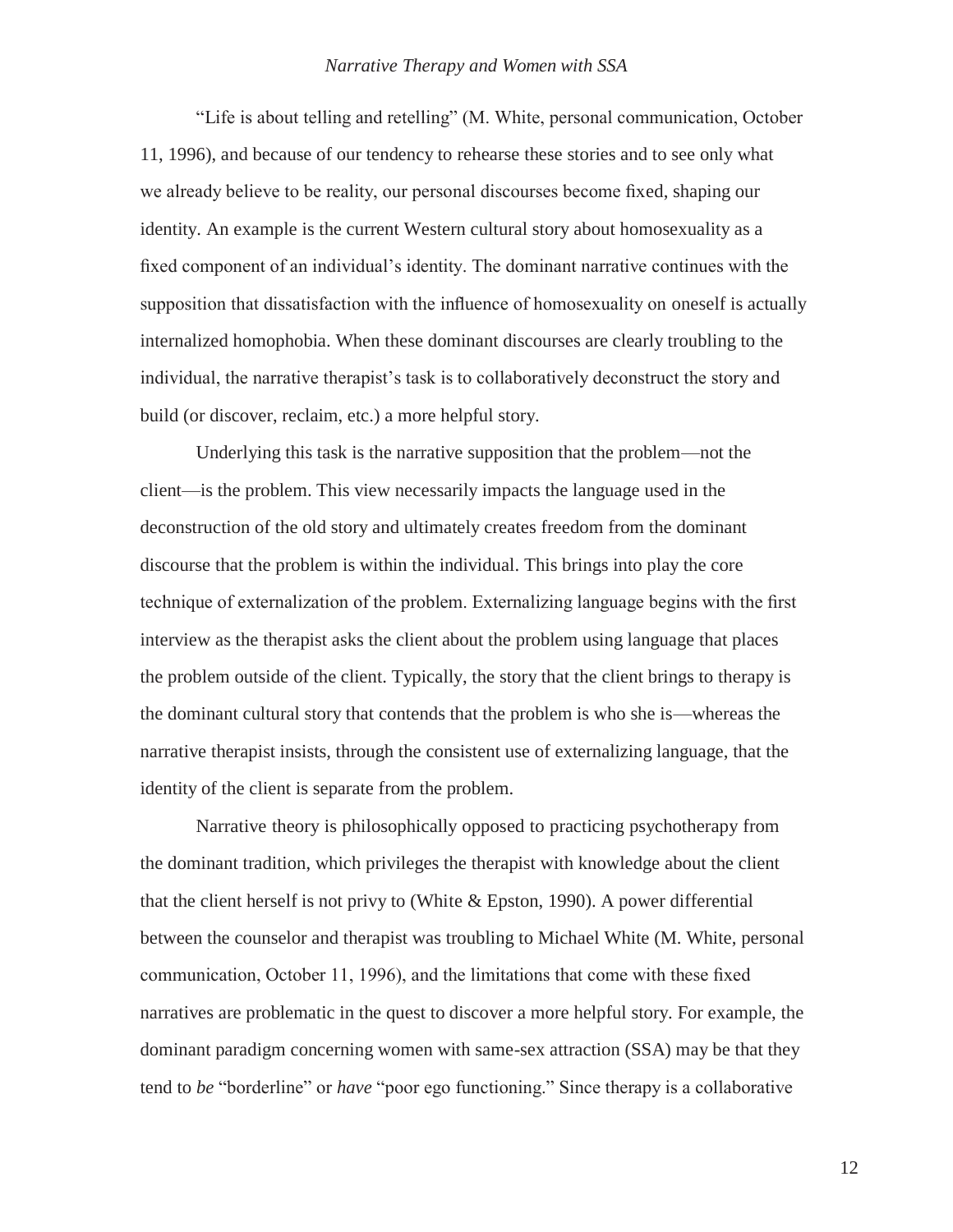"Life is about telling and retelling" (M. White, personal communication, October 11, 1996), and because of our tendency to rehearse these stories and to see only what we already believe to be reality, our personal discourses become fixed, shaping our identity. An example is the current Western cultural story about homosexuality as a fixed component of an individual's identity. The dominant narrative continues with the supposition that dissatisfaction with the influence of homosexuality on oneself is actually internalized homophobia. When these dominant discourses are clearly troubling to the individual, the narrative therapist's task is to collaboratively deconstruct the story and build (or discover, reclaim, etc.) a more helpful story.

Underlying this task is the narrative supposition that the problem—not the client—is the problem. This view necessarily impacts the language used in the deconstruction of the old story and ultimately creates freedom from the dominant discourse that the problem is within the individual. This brings into play the core technique of externalization of the problem. Externalizing language begins with the first interview as the therapist asks the client about the problem using language that places the problem outside of the client. Typically, the story that the client brings to therapy is the dominant cultural story that contends that the problem is who she is—whereas the narrative therapist insists, through the consistent use of externalizing language, that the identity of the client is separate from the problem.

Narrative theory is philosophically opposed to practicing psychotherapy from the dominant tradition, which privileges the therapist with knowledge about the client that the client herself is not privy to (White & Epston, 1990). A power differential between the counselor and therapist was troubling to Michael White (M. White, personal communication, October 11, 1996), and the limitations that come with these fixed narratives are problematic in the quest to discover a more helpful story. For example, the dominant paradigm concerning women with same-sex attraction (SSA) may be that they tend to *be* "borderline" or *have* "poor ego functioning." Since therapy is a collaborative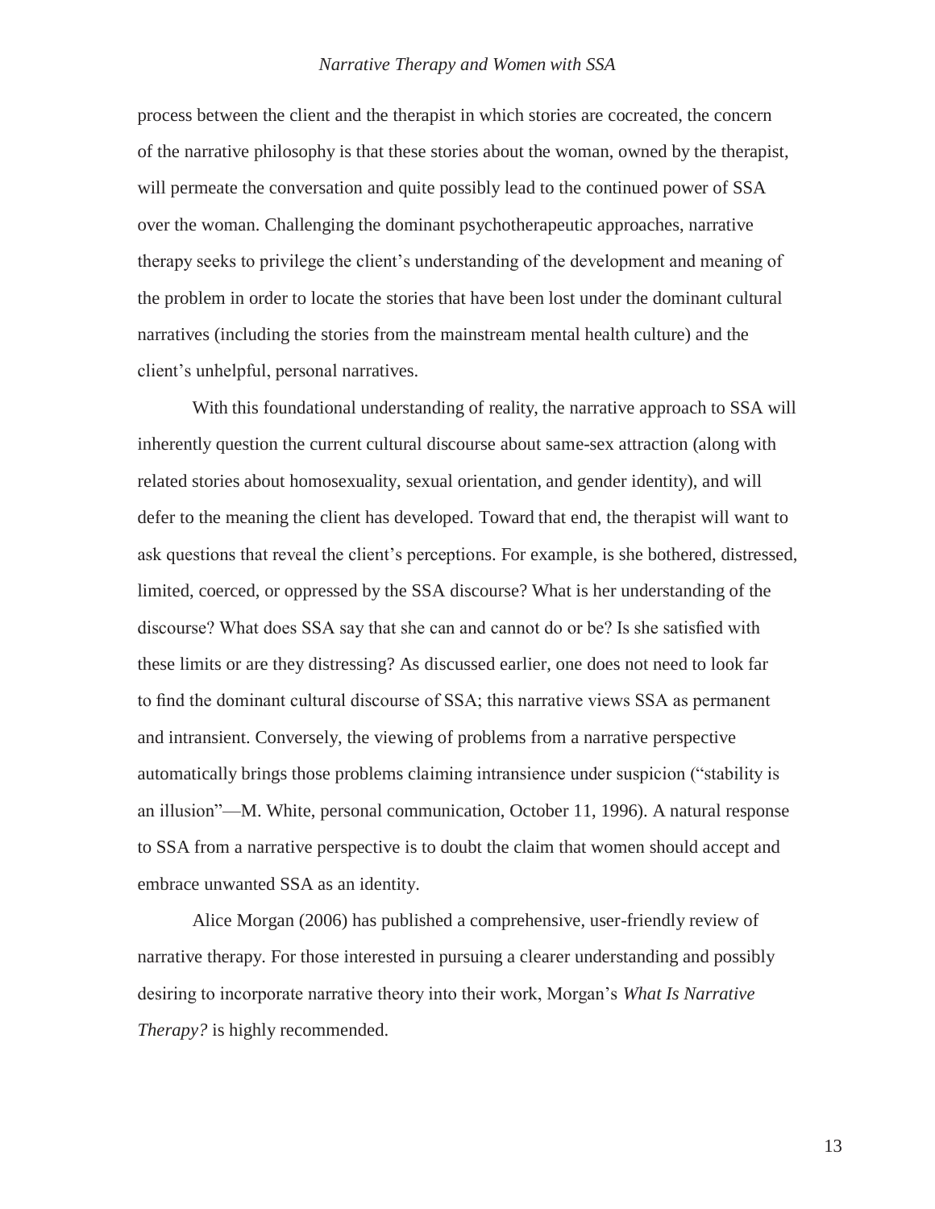process between the client and the therapist in which stories are cocreated, the concern of the narrative philosophy is that these stories about the woman, owned by the therapist, will permeate the conversation and quite possibly lead to the continued power of SSA over the woman. Challenging the dominant psychotherapeutic approaches, narrative therapy seeks to privilege the client's understanding of the development and meaning of the problem in order to locate the stories that have been lost under the dominant cultural narratives (including the stories from the mainstream mental health culture) and the client's unhelpful, personal narratives.

With this foundational understanding of reality, the narrative approach to SSA will inherently question the current cultural discourse about same-sex attraction (along with related stories about homosexuality, sexual orientation, and gender identity), and will defer to the meaning the client has developed. Toward that end, the therapist will want to ask questions that reveal the client's perceptions. For example, is she bothered, distressed, limited, coerced, or oppressed by the SSA discourse? What is her understanding of the discourse? What does SSA say that she can and cannot do or be? Is she satisfied with these limits or are they distressing? As discussed earlier, one does not need to look far to find the dominant cultural discourse of SSA; this narrative views SSA as permanent and intransient. Conversely, the viewing of problems from a narrative perspective automatically brings those problems claiming intransience under suspicion ("stability is an illusion"—M. White, personal communication, October 11, 1996). A natural response to SSA from a narrative perspective is to doubt the claim that women should accept and embrace unwanted SSA as an identity.

Alice Morgan (2006) has published a comprehensive, user-friendly review of narrative therapy. For those interested in pursuing a clearer understanding and possibly desiring to incorporate narrative theory into their work, Morgan's *What Is Narrative Therapy?* is highly recommended.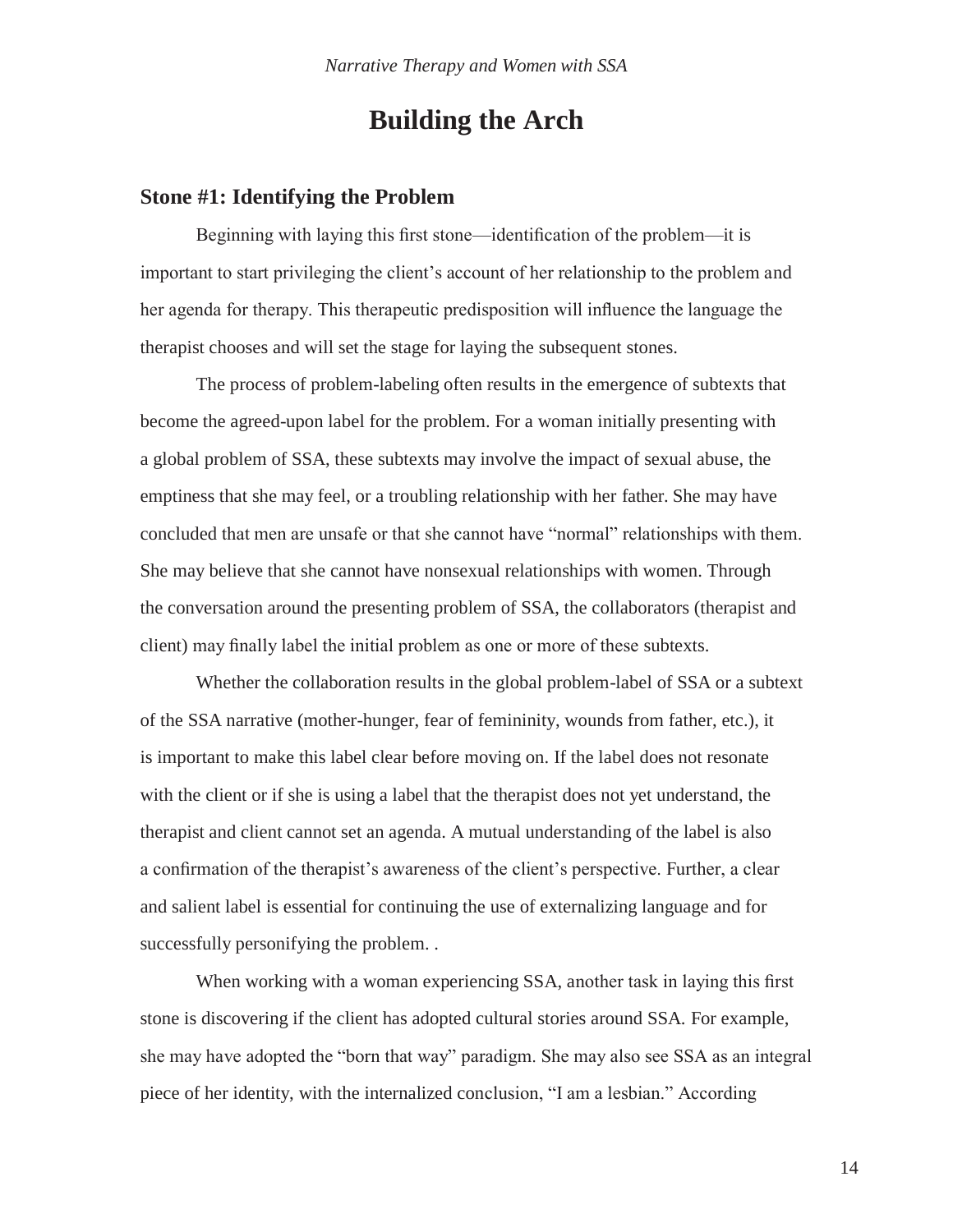# Building the Arch

## Stone #1: Identifying the Problem

Beginning with laying this first stone—identification of the problem—it is important to start privileging the client's account of her relationship to the problem and her agenda for therapy. This therapeutic predisposition will influence the language the therapist chooses and will set the stage for laying the subsequent stones.

The process of problem-labeling often results in the emergence of subtexts that become the agreed-upon label for the problem. For a woman initially presenting with a global problem of SSA, these subtexts may involve the impact of sexual abuse, the emptiness that she may feel, or a troubling relationship with her father. She may have concluded that men are unsafe or that she cannot have "normal" relationships with them. She may believe that she cannot have nonsexual relationships with women. Through the conversation around the presenting problem of SSA, the collaborators (therapist and client) may finally label the initial problem as one or more of these subtexts.

Whether the collaboration results in the global problem-label of SSA or a subtext of the SSA narrative (mother-hunger, fear of femininity, wounds from father, etc.), it is important to make this label clear before moving on. If the label does not resonate with the client or if she is using a label that the therapist does not yet understand, the therapist and client cannot set an agenda. A mutual understanding of the label is also a confirmation of the therapist's awareness of the client's perspective. Further, a clear and salient label is essential for continuing the use of externalizing language and for successfully personifying the problem. .

When working with a woman experiencing SSA, another task in laying this first stone is discovering if the client has adopted cultural stories around SSA. For example, she may have adopted the "born that way" paradigm. She may also see SSA as an integral piece of her identity, with the internalized conclusion, "I am a lesbian." According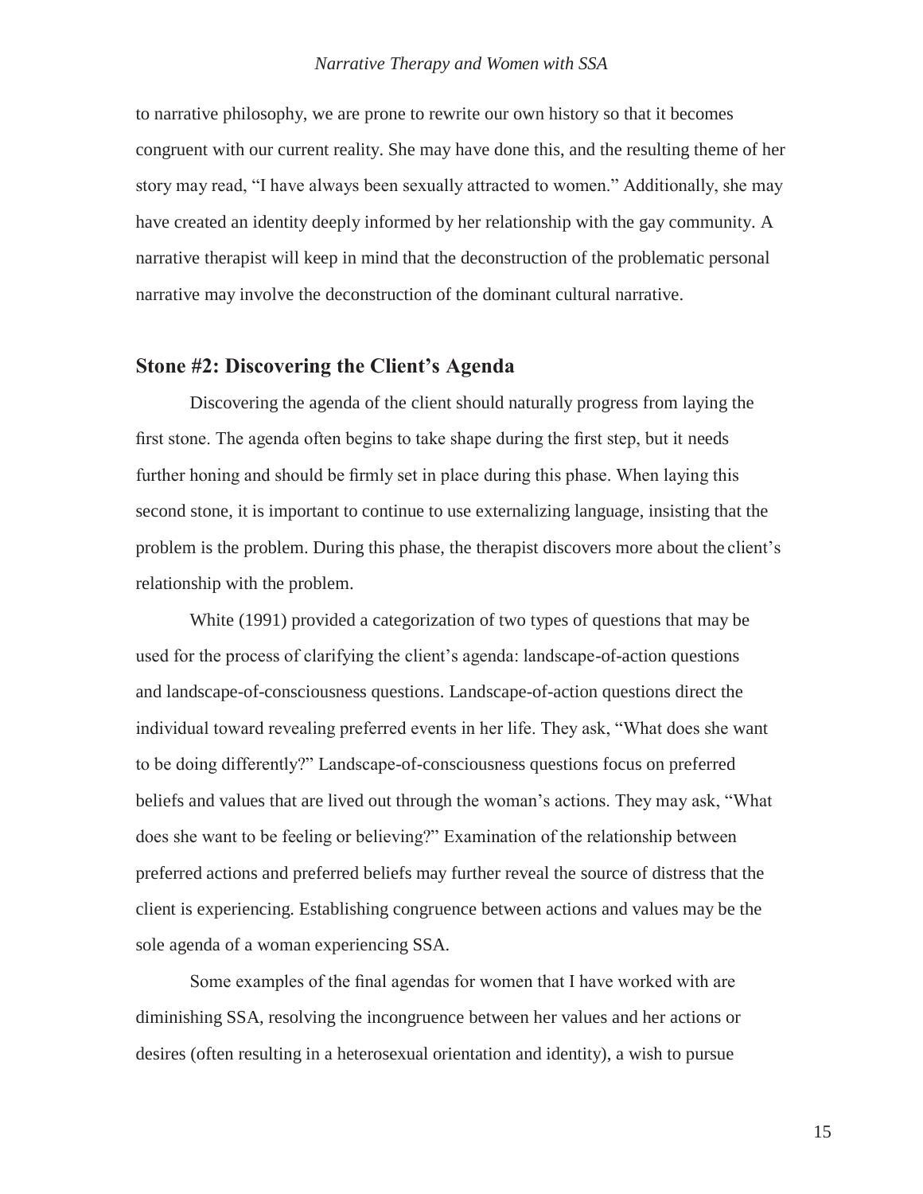to narrative philosophy, we are prone to rewrite our own history so that it becomes congruent with our current reality. She may have done this, and the resulting theme of her story may read, "I have always been sexually attracted to women." Additionally, she may have created an identity deeply informed by her relationship with the gay community. A narrative therapist will keep in mind that the deconstruction of the problematic personal narrative may involve the deconstruction of the dominant cultural narrative.

## Stone #2: Discovering the Client's Agenda

Discovering the agenda of the client should naturally progress from laying the first stone. The agenda often begins to take shape during the first step, but it needs further honing and should be firmly set in place during this phase. When laying this second stone, it is important to continue to use externalizing language, insisting that the problem is the problem. During this phase, the therapist discovers more about the client's relationship with the problem.

White (1991) provided a categorization of two types of questions that may be used for the process of clarifying the client's agenda: landscape-of-action questions and landscape-of-consciousness questions. Landscape-of-action questions direct the individual toward revealing preferred events in her life. They ask, "What does she want to be doing differently?" Landscape-of-consciousness questions focus on preferred beliefs and values that are lived out through the woman's actions. They may ask, "What does she want to be feeling or believing?" Examination of the relationship between preferred actions and preferred beliefs may further reveal the source of distress that the client is experiencing. Establishing congruence between actions and values may be the sole agenda of a woman experiencing SSA.

Some examples of the final agendas for women that I have worked with are diminishing SSA, resolving the incongruence between her values and her actions or desires (often resulting in a heterosexual orientation and identity), a wish to pursue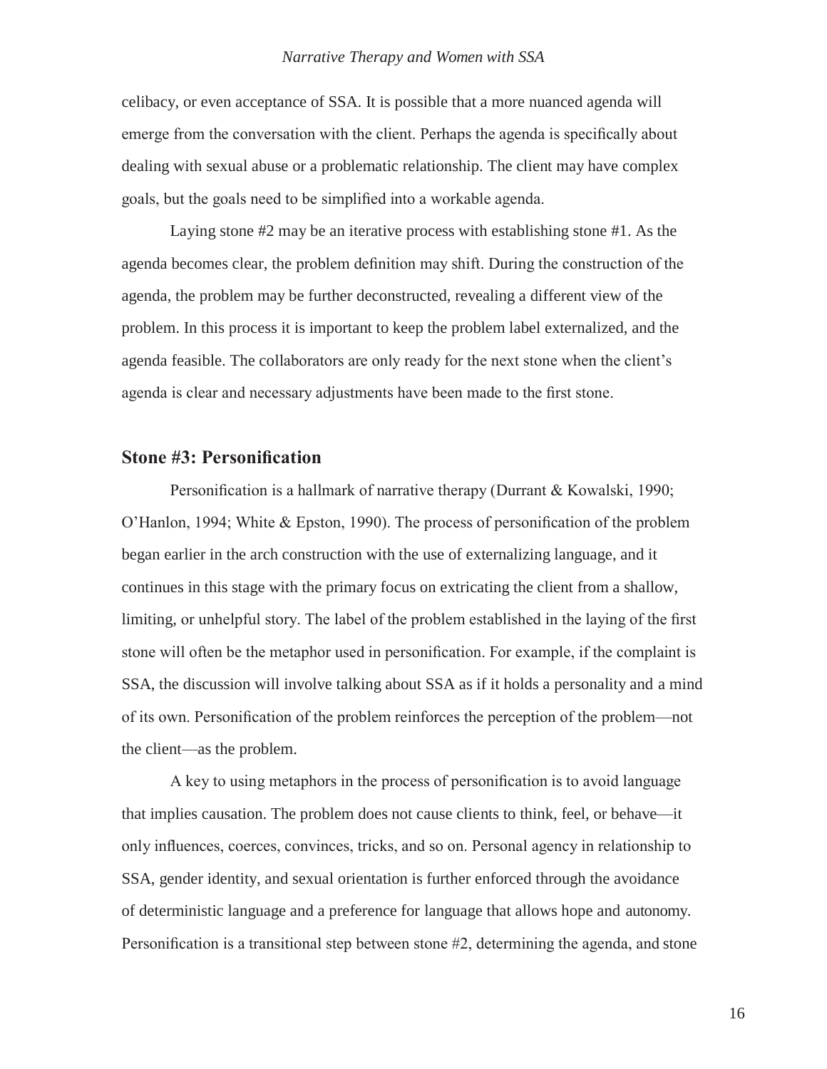celibacy, or even acceptance of SSA. It is possible that a more nuanced agenda will emerge from the conversation with the client. Perhaps the agenda is specifically about dealing with sexual abuse or a problematic relationship. The client may have complex goals, but the goals need to be simplified into a workable agenda.

Laying stone #2 may be an iterative process with establishing stone #1. As the agenda becomes clear, the problem definition may shift. During the construction of the agenda, the problem may be further deconstructed, revealing a different view of the problem. In this process it is important to keep the problem label externalized, and the agenda feasible. The collaborators are only ready for the next stone when the client's agenda is clear and necessary adjustments have been made to the first stone.

## Stone #3: Personification

Personification is a hallmark of narrative therapy (Durrant & Kowalski, 1990; O'Hanlon, 1994; White & Epston, 1990). The process of personification of the problem began earlier in the arch construction with the use of externalizing language, and it continues in this stage with the primary focus on extricating the client from a shallow, limiting, or unhelpful story. The label of the problem established in the laying of the first stone will often be the metaphor used in personification. For example, if the complaint is SSA, the discussion will involve talking about SSA as if it holds a personality and a mind of its own. Personification of the problem reinforces the perception of the problem—not the client—as the problem.

A key to using metaphors in the process of personification is to avoid language that implies causation. The problem does not cause clients to think, feel, or behave—it only influences, coerces, convinces, tricks, and so on. Personal agency in relationship to SSA, gender identity, and sexual orientation is further enforced through the avoidance of deterministic language and a preference for language that allows hope and autonomy. Personification is a transitional step between stone #2, determining the agenda, and stone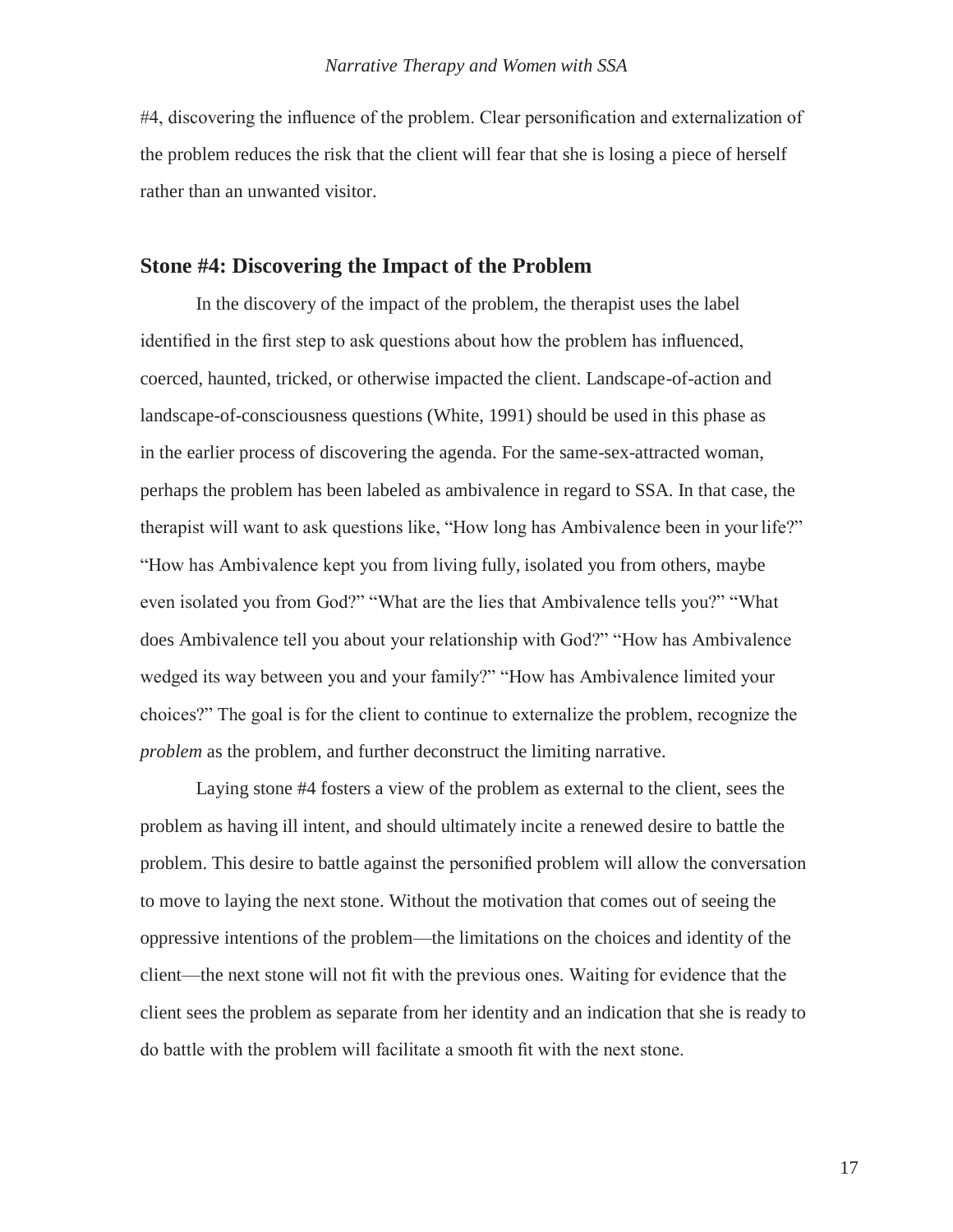#4, discovering the influence of the problem. Clear personification and externalization of the problem reduces the risk that the client will fear that she is losing a piece of herself rather than an unwanted visitor.

## Stone #4: Discovering the Impact of the Problem

In the discovery of the impact of the problem, the therapist uses the label identified in the first step to ask questions about how the problem has influenced, coerced, haunted, tricked, or otherwise impacted the client. Landscape-of-action and landscape-of-consciousness questions (White, 1991) should be used in this phase as in the earlier process of discovering the agenda. For the same-sex-attracted woman, perhaps the problem has been labeled as ambivalence in regard to SSA. In that case, the therapist will want to ask questions like, "How long has Ambivalence been in your life?" "How has Ambivalence kept you from living fully, isolated you from others, maybe even isolated you from God?" "What are the lies that Ambivalence tells you?" "What does Ambivalence tell you about your relationship with God?" "How has Ambivalence wedged its way between you and your family?" "How has Ambivalence limited your choices?" The goal is for the client to continue to externalize the problem, recognize the *problem* as the problem, and further deconstruct the limiting narrative.

Laying stone #4 fosters a view of the problem as external to the client, sees the problem as having ill intent, and should ultimately incite a renewed desire to battle the problem. This desire to battle against the personified problem will allow the conversation to move to laying the next stone. Without the motivation that comes out of seeing the oppressive intentions of the problem—the limitations on the choices and identity of the client—the next stone will not fit with the previous ones. Waiting for evidence that the client sees the problem as separate from her identity and an indication that she is ready to do battle with the problem will facilitate a smooth fit with the next stone.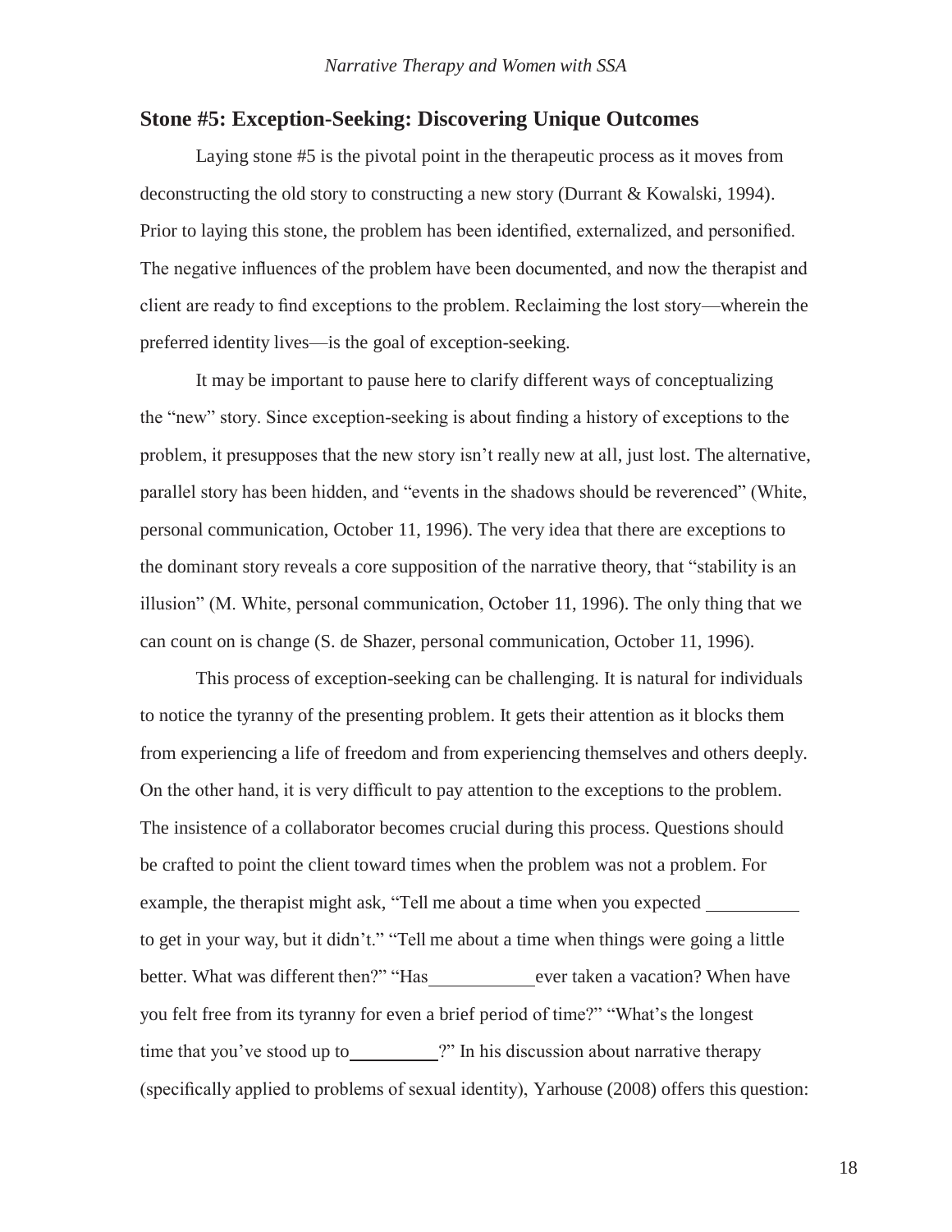## Stone #5: Exception-Seeking: Discovering Unique Outcomes

Laying stone #5 is the pivotal point in the therapeutic process as it moves from deconstructing the old story to constructing a new story (Durrant & Kowalski, 1994). Prior to laying this stone, the problem has been identified, externalized, and personified. The negative influences of the problem have been documented, and now the therapist and client are ready to find exceptions to the problem. Reclaiming the lost story—wherein the preferred identity lives—is the goal of exception-seeking.

It may be important to pause here to clarify different ways of conceptualizing the "new" story. Since exception-seeking is about finding a history of exceptions to the problem, it presupposes that the new story isn't really new at all, just lost. The alternative, parallel story has been hidden, and "events in the shadows should be reverenced" (White, personal communication, October 11, 1996). The very idea that there are exceptions to the dominant story reveals a core supposition of the narrative theory, that "stability is an illusion" (M. White, personal communication, October 11, 1996). The only thing that we can count on is change (S. de Shazer, personal communication, October 11, 1996).

This process of exception-seeking can be challenging. It is natural for individuals to notice the tyranny of the presenting problem. It gets their attention as it blocks them from experiencing a life of freedom and from experiencing themselves and others deeply. On the other hand, it is very difficult to pay attention to the exceptions to the problem. The insistence of a collaborator becomes crucial during this process. Questions should be crafted to point the client toward times when the problem was not a problem. For example, the therapist might ask, "Tell me about a time when you expected __________ to get in your way, but it didn't." "Tell me about a time when things were going a little better. What was different then?" "Has___________ever taken a vacation? When have you felt free from its tyranny for even a brief period of time?" "What's the longest time that you've stood up to__________?" In his discussion about narrative therapy (specifically applied to problems of sexual identity), Yarhouse (2008) offers this question: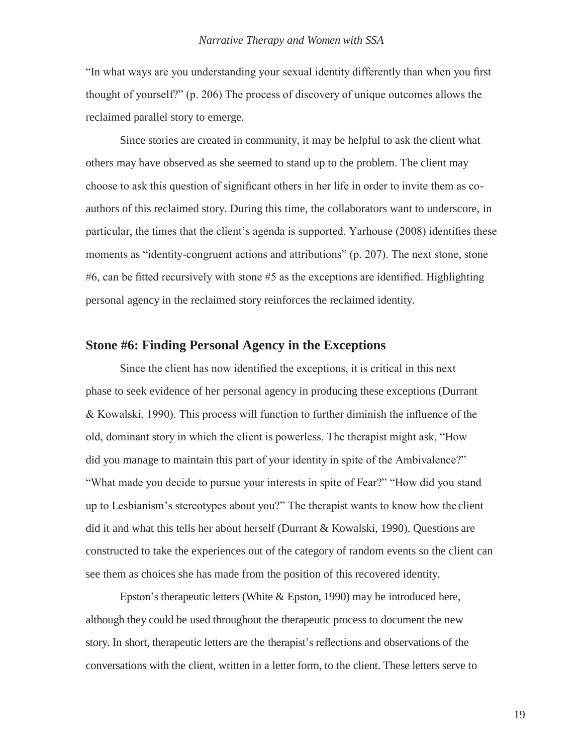"In what ways are you understanding your sexual identity differently than when you first thought of yourself?" (p. 206) The process of discovery of unique outcomes allows the reclaimed parallel story to emerge.

Since stories are created in community, it may be helpful to ask the client what others may have observed as she seemed to stand up to the problem. The client may choose to ask this question of significant others in her life in order to invite them as co-authors of this reclaimed story. During this time, the collaborators want to underscore, in particular, the times that the client's agenda is supported. Yarhouse (2008) identifies these moments as "identity-congruent actions and attributions" (p. 207). The next stone, stone #6, can be fitted recursively with stone #5 as the exceptions are identified. Highlighting personal agency in the reclaimed story reinforces the reclaimed identity.

## Stone #6: Finding Personal Agency in the Exceptions

Since the client has now identified the exceptions, it is critical in this next phase to seek evidence of her personal agency in producing these exceptions (Durrant & Kowalski, 1990). This process will function to further diminish the influence of the old, dominant story in which the client is powerless. The therapist might ask, "How did you manage to maintain this part of your identity in spite of the Ambivalence?" "What made you decide to pursue your interests in spite of Fear?" "How did you stand up to Lesbianism's stereotypes about you?" The therapist wants to know how the client did it and what this tells her about herself (Durrant & Kowalski, 1990). Questions are constructed to take the experiences out of the category of random events so the client can see them as choices she has made from the position of this recovered identity.

Epston's therapeutic letters (White & Epston, 1990) may be introduced here, although they could be used throughout the therapeutic process to document the new story. In short, therapeutic letters are the therapist's reflections and observations of the conversations with the client, written in a letter form, to the client. These letters serve to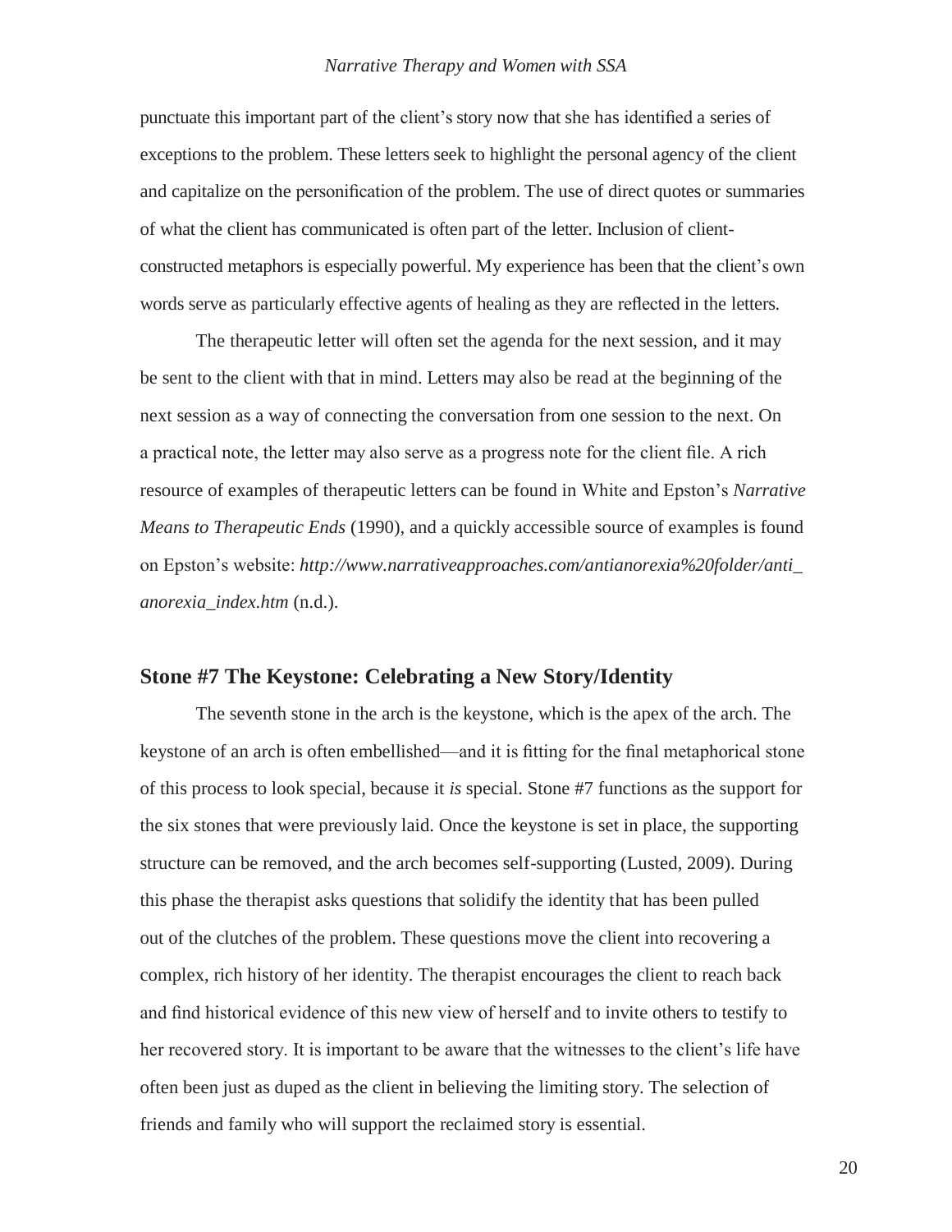punctuate this important part of the client's story now that she has identified a series of exceptions to the problem. These letters seek to highlight the personal agency of the client and capitalize on the personification of the problem. The use of direct quotes or summaries of what the client has communicated is often part of the letter. Inclusion of client-constructed metaphors is especially powerful. My experience has been that the client's own words serve as particularly effective agents of healing as they are reflected in the letters.

The therapeutic letter will often set the agenda for the next session, and it may be sent to the client with that in mind. Letters may also be read at the beginning of the next session as a way of connecting the conversation from one session to the next. On a practical note, the letter may also serve as a progress note for the client file. A rich resource of examples of therapeutic letters can be found in White and Epston's *Narrative Means to Therapeutic Ends* (1990), and a quickly accessible source of examples is found on Epston's website: *http://www.narrativeapproaches.com/antianorexia%20folder/anti_anorexia_index.htm* (n.d.).

## Stone #7 The Keystone: Celebrating a New Story/Identity

The seventh stone in the arch is the keystone, which is the apex of the arch. The keystone of an arch is often embellished—and it is fitting for the final metaphorical stone of this process to look special, because it *is* special. Stone #7 functions as the support for the six stones that were previously laid. Once the keystone is set in place, the supporting structure can be removed, and the arch becomes self-supporting (Lusted, 2009). During this phase the therapist asks questions that solidify the identity that has been pulled out of the clutches of the problem. These questions move the client into recovering a complex, rich history of her identity. The therapist encourages the client to reach back and find historical evidence of this new view of herself and to invite others to testify to her recovered story. It is important to be aware that the witnesses to the client's life have often been just as duped as the client in believing the limiting story. The selection of friends and family who will support the reclaimed story is essential.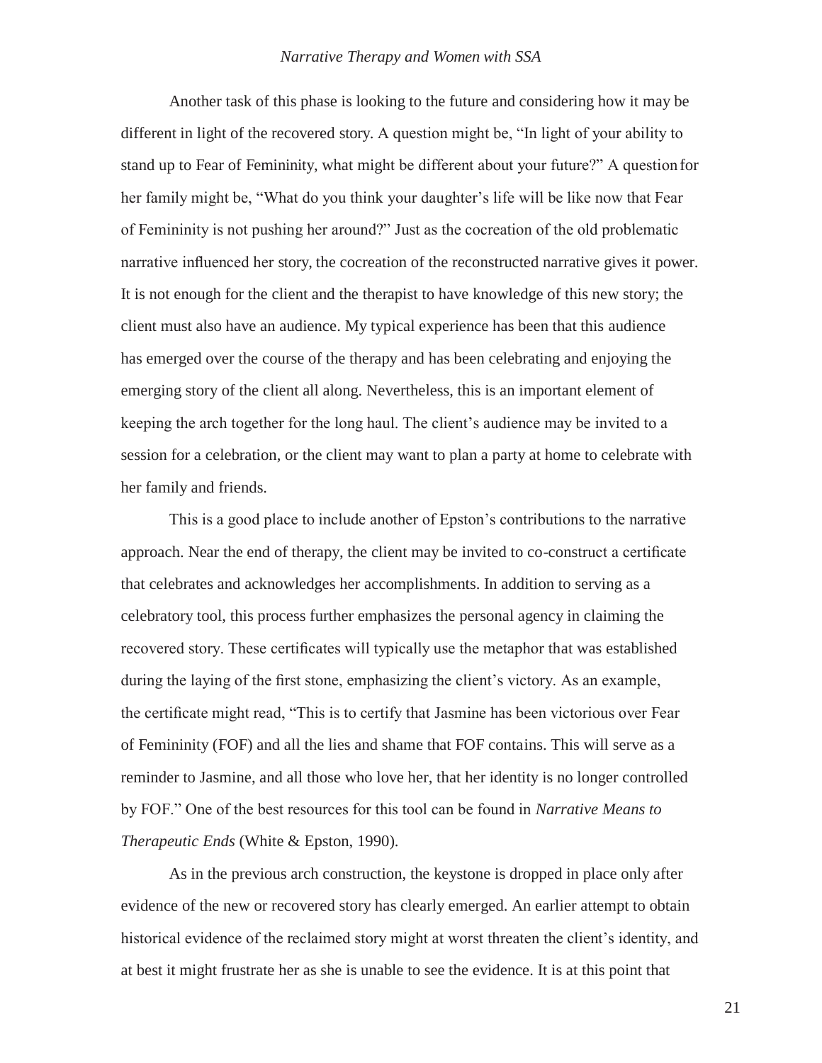Another task of this phase is looking to the future and considering how it may be different in light of the recovered story. A question might be, "In light of your ability to stand up to Fear of Femininity, what might be different about your future?" A question for her family might be, "What do you think your daughter's life will be like now that Fear of Femininity is not pushing her around?" Just as the cocreation of the old problematic narrative influenced her story, the cocreation of the reconstructed narrative gives it power. It is not enough for the client and the therapist to have knowledge of this new story; the client must also have an audience. My typical experience has been that this audience has emerged over the course of the therapy and has been celebrating and enjoying the emerging story of the client all along. Nevertheless, this is an important element of keeping the arch together for the long haul. The client's audience may be invited to a session for a celebration, or the client may want to plan a party at home to celebrate with her family and friends.

This is a good place to include another of Epston's contributions to the narrative approach. Near the end of therapy, the client may be invited to co-construct a certificate that celebrates and acknowledges her accomplishments. In addition to serving as a celebratory tool, this process further emphasizes the personal agency in claiming the recovered story. These certificates will typically use the metaphor that was established during the laying of the first stone, emphasizing the client's victory. As an example, the certificate might read, "This is to certify that Jasmine has been victorious over Fear of Femininity (FOF) and all the lies and shame that FOF contains. This will serve as a reminder to Jasmine, and all those who love her, that her identity is no longer controlled by FOF." One of the best resources for this tool can be found in *Narrative Means to Therapeutic Ends* (White & Epston, 1990).

As in the previous arch construction, the keystone is dropped in place only after evidence of the new or recovered story has clearly emerged. An earlier attempt to obtain historical evidence of the reclaimed story might at worst threaten the client's identity, and at best it might frustrate her as she is unable to see the evidence. It is at this point that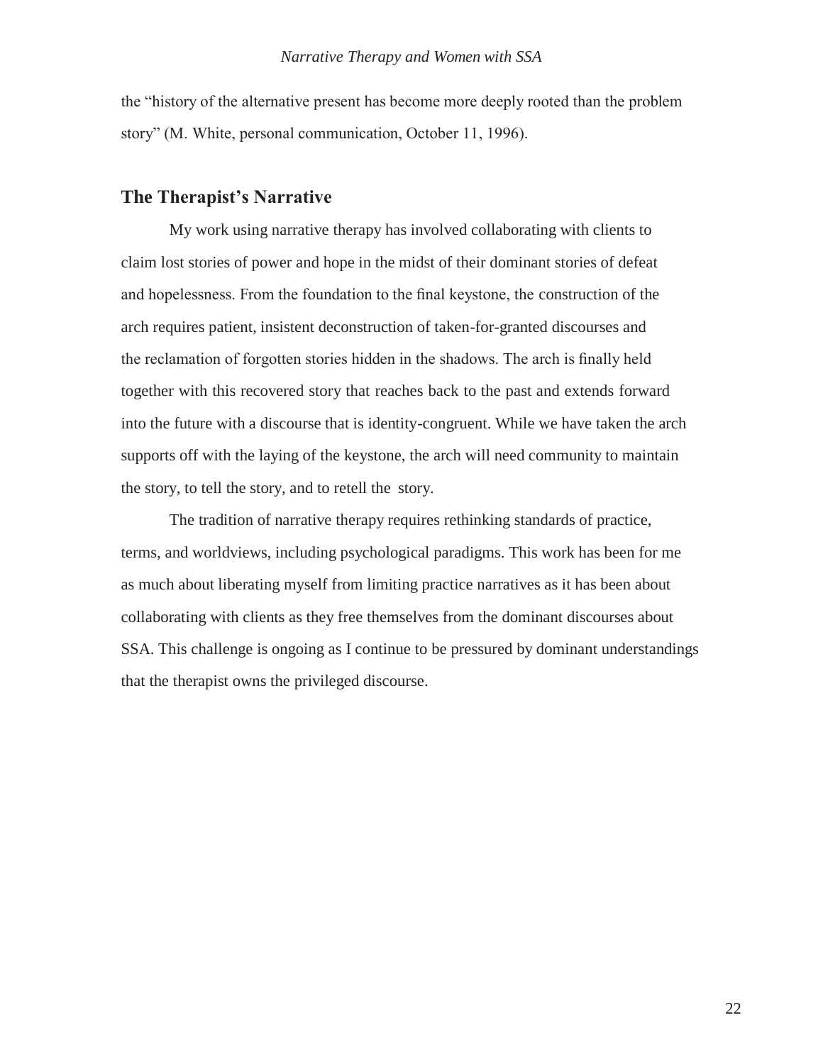the "history of the alternative present has become more deeply rooted than the problem story" (M. White, personal communication, October 11, 1996).

## The Therapist's Narrative

My work using narrative therapy has involved collaborating with clients to claim lost stories of power and hope in the midst of their dominant stories of defeat and hopelessness. From the foundation to the final keystone, the construction of the arch requires patient, insistent deconstruction of taken-for-granted discourses and the reclamation of forgotten stories hidden in the shadows. The arch is finally held together with this recovered story that reaches back to the past and extends forward into the future with a discourse that is identity-congruent. While we have taken the arch supports off with the laying of the keystone, the arch will need community to maintain the story, to tell the story, and to retell the story.

The tradition of narrative therapy requires rethinking standards of practice, terms, and worldviews, including psychological paradigms. This work has been for me as much about liberating myself from limiting practice narratives as it has been about collaborating with clients as they free themselves from the dominant discourses about SSA. This challenge is ongoing as I continue to be pressured by dominant understandings that the therapist owns the privileged discourse.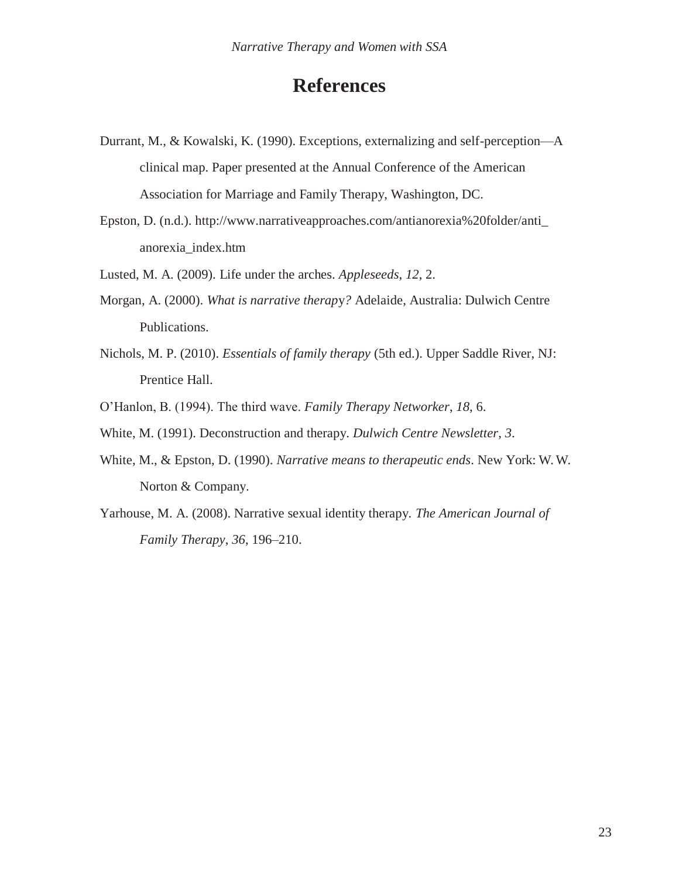# References

Durrant, M., & Kowalski, K. (1990). Exceptions, externalizing and self-perception—A clinical map. Paper presented at the Annual Conference of the American Association for Marriage and Family Therapy, Washington, DC.

Epston, D. (n.d.). http://www.narrativeapproaches.com/antianorexia%20folder/anti_anorexia_index.htm

Lusted, M. A. (2009). Life under the arches. *Appleseeds*, *12*, 2.

Morgan, A. (2000). *What is narrative therapy?* Adelaide, Australia: Dulwich Centre Publications.

Nichols, M. P. (2010). *Essentials of family therapy* (5th ed.). Upper Saddle River, NJ: Prentice Hall.

O'Hanlon, B. (1994). The third wave. *Family Therapy Networker*, *18*, 6.

White, M. (1991). Deconstruction and therapy. *Dulwich Centre Newsletter*, *3*.

White, M., & Epston, D. (1990). *Narrative means to therapeutic ends*. New York: W. W. Norton & Company.

Yarhouse, M. A. (2008). Narrative sexual identity therapy. *The American Journal of Family Therapy*, *36*, 196–210.